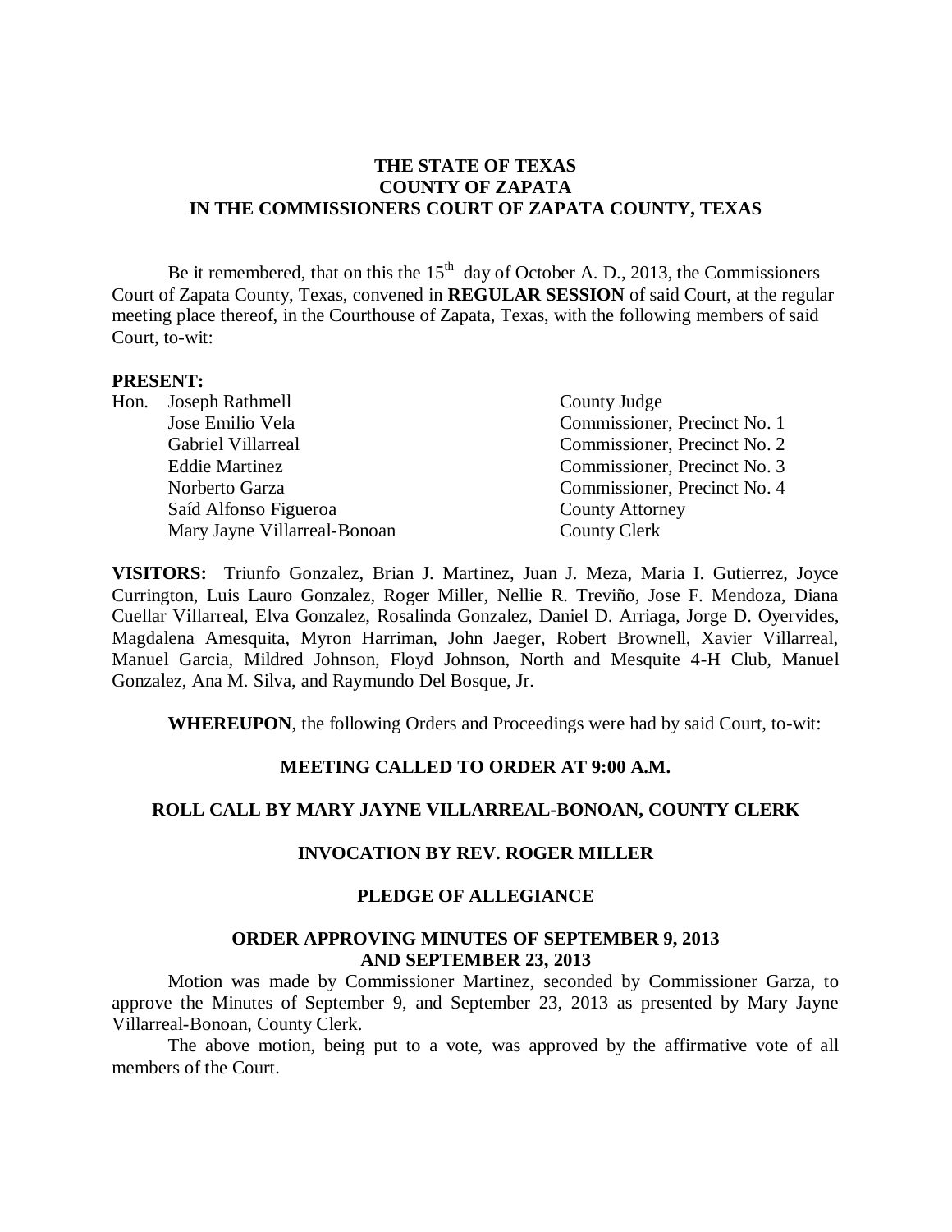**THE STATE OF TEXAS**
**COUNTY OF ZAPATA**
**IN THE COMMISSIONERS COURT OF ZAPATA COUNTY, TEXAS**

Be it remembered, that on this the 15th day of October A. D., 2013, the Commissioners Court of Zapata County, Texas, convened in **REGULAR SESSION** of said Court, at the regular meeting place thereof, in the Courthouse of Zapata, Texas, with the following members of said Court, to-wit:

**PRESENT:**

| | | |
|---|---|---|
| Hon. | Joseph Rathmell | County Judge |
| | Jose Emilio Vela | Commissioner, Precinct No. 1 |
| | Gabriel Villarreal | Commissioner, Precinct No. 2 |
| | Eddie Martinez | Commissioner, Precinct No. 3 |
| | Norberto Garza | Commissioner, Precinct No. 4 |
| | Saíd Alfonso Figueroa | County Attorney |
| | Mary Jayne Villarreal-Bonoan | County Clerk |

**VISITORS:** Triunfo Gonzalez, Brian J. Martinez, Juan J. Meza, Maria I. Gutierrez, Joyce Currington, Luis Lauro Gonzalez, Roger Miller, Nellie R. Treviño, Jose F. Mendoza, Diana Cuellar Villarreal, Elva Gonzalez, Rosalinda Gonzalez, Daniel D. Arriaga, Jorge D. Oyervides, Magdalena Amesquita, Myron Harriman, John Jaeger, Robert Brownell, Xavier Villarreal, Manuel Garcia, Mildred Johnson, Floyd Johnson, North and Mesquite 4-H Club, Manuel Gonzalez, Ana M. Silva, and Raymundo Del Bosque, Jr.

**WHEREUPON**, the following Orders and Proceedings were had by said Court, to-wit:

**MEETING CALLED TO ORDER AT 9:00 A.M.**

**ROLL CALL BY MARY JAYNE VILLARREAL-BONOAN, COUNTY CLERK**

**INVOCATION BY REV. ROGER MILLER**

**PLEDGE OF ALLEGIANCE**

**ORDER APPROVING MINUTES OF SEPTEMBER 9, 2013 AND SEPTEMBER 23, 2013**

Motion was made by Commissioner Martinez, seconded by Commissioner Garza, to approve the Minutes of September 9, and September 23, 2013 as presented by Mary Jayne Villarreal-Bonoan, County Clerk.

The above motion, being put to a vote, was approved by the affirmative vote of all members of the Court.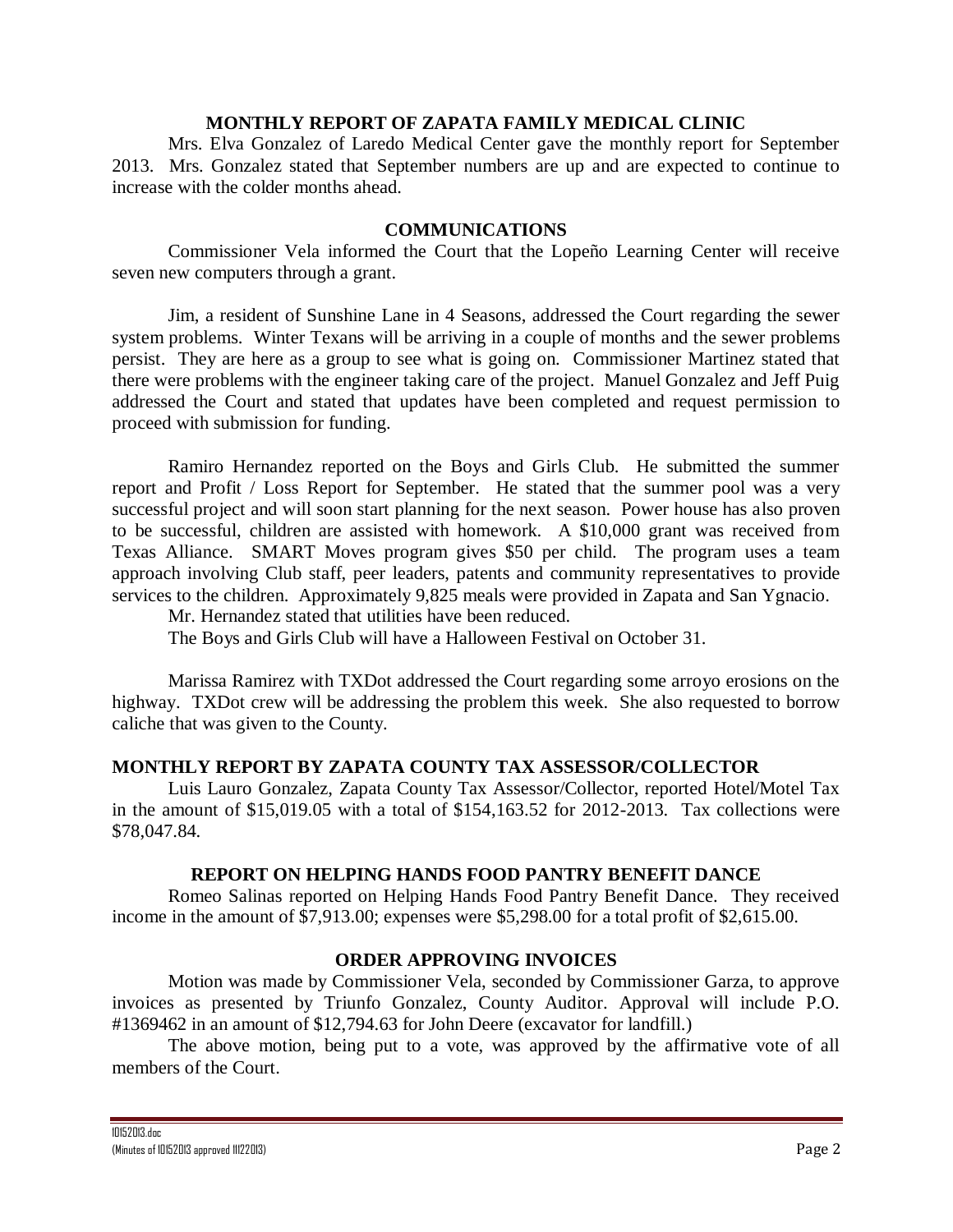## MONTHLY REPORT OF ZAPATA FAMILY MEDICAL CLINIC

Mrs. Elva Gonzalez of Laredo Medical Center gave the monthly report for September 2013. Mrs. Gonzalez stated that September numbers are up and are expected to continue to increase with the colder months ahead.

## COMMUNICATIONS

Commissioner Vela informed the Court that the Lopeño Learning Center will receive seven new computers through a grant.

Jim, a resident of Sunshine Lane in 4 Seasons, addressed the Court regarding the sewer system problems. Winter Texans will be arriving in a couple of months and the sewer problems persist. They are here as a group to see what is going on. Commissioner Martinez stated that there were problems with the engineer taking care of the project. Manuel Gonzalez and Jeff Puig addressed the Court and stated that updates have been completed and request permission to proceed with submission for funding.

Ramiro Hernandez reported on the Boys and Girls Club. He submitted the summer report and Profit / Loss Report for September. He stated that the summer pool was a very successful project and will soon start planning for the next season. Power house has also proven to be successful, children are assisted with homework. A $10,000 grant was received from Texas Alliance. SMART Moves program gives $50 per child. The program uses a team approach involving Club staff, peer leaders, patents and community representatives to provide services to the children. Approximately 9,825 meals were provided in Zapata and San Ygnacio.

Mr. Hernandez stated that utilities have been reduced.

The Boys and Girls Club will have a Halloween Festival on October 31.

Marissa Ramirez with TXDot addressed the Court regarding some arroyo erosions on the highway. TXDot crew will be addressing the problem this week. She also requested to borrow caliche that was given to the County.

## MONTHLY REPORT BY ZAPATA COUNTY TAX ASSESSOR/COLLECTOR

Luis Lauro Gonzalez, Zapata County Tax Assessor/Collector, reported Hotel/Motel Tax in the amount of $15,019.05 with a total of $154,163.52 for 2012-2013. Tax collections were $78,047.84.

## REPORT ON HELPING HANDS FOOD PANTRY BENEFIT DANCE

Romeo Salinas reported on Helping Hands Food Pantry Benefit Dance. They received income in the amount of $7,913.00; expenses were $5,298.00 for a total profit of $2,615.00.

## ORDER APPROVING INVOICES

Motion was made by Commissioner Vela, seconded by Commissioner Garza, to approve invoices as presented by Triunfo Gonzalez, County Auditor. Approval will include P.O. #1369462 in an amount of $12,794.63 for John Deere (excavator for landfill.)

The above motion, being put to a vote, was approved by the affirmative vote of all members of the Court.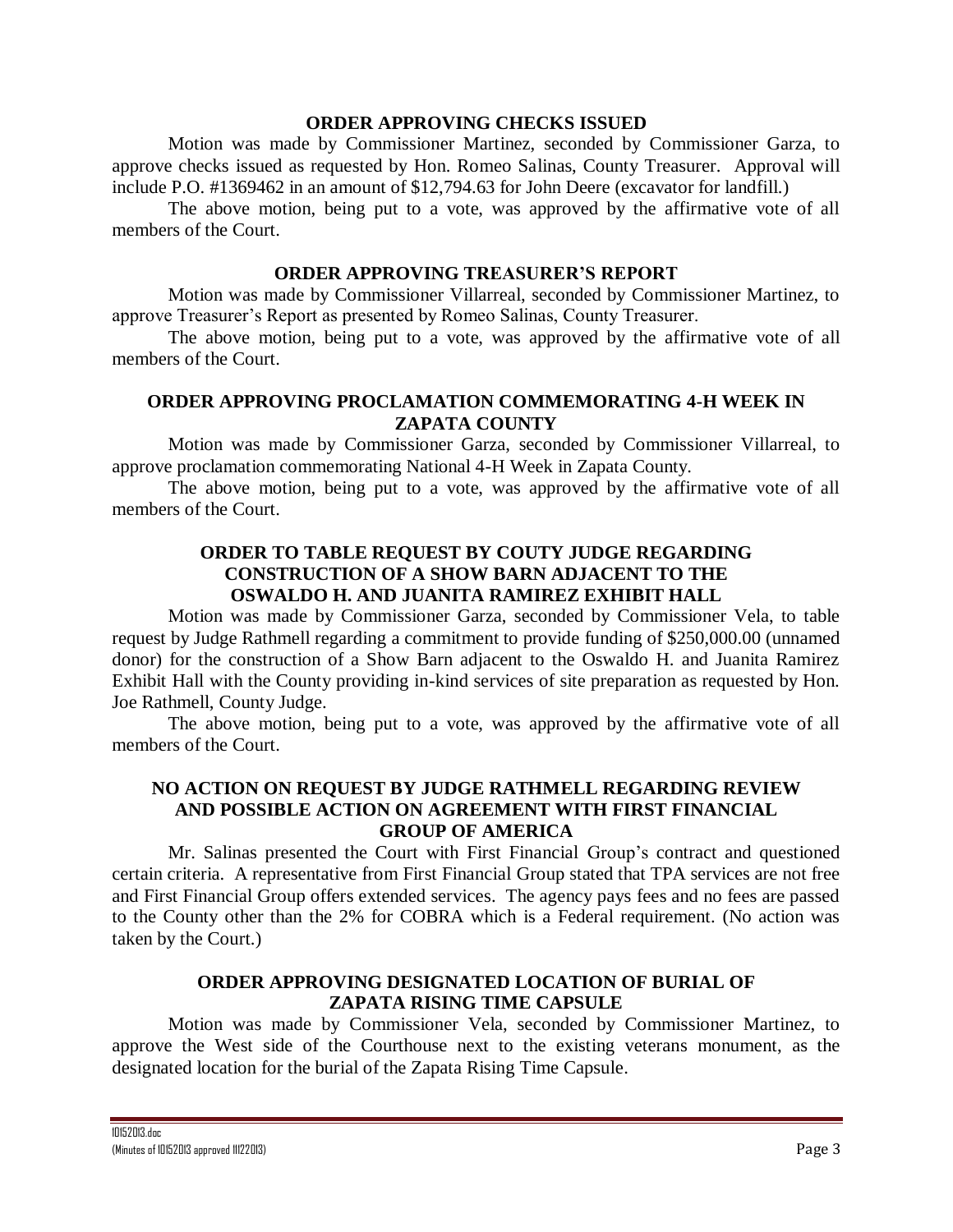**ORDER APPROVING CHECKS ISSUED**

Motion was made by Commissioner Martinez, seconded by Commissioner Garza, to approve checks issued as requested by Hon. Romeo Salinas, County Treasurer. Approval will include P.O. #1369462 in an amount of $12,794.63 for John Deere (excavator for landfill.)

The above motion, being put to a vote, was approved by the affirmative vote of all members of the Court.

**ORDER APPROVING TREASURER'S REPORT**

Motion was made by Commissioner Villarreal, seconded by Commissioner Martinez, to approve Treasurer's Report as presented by Romeo Salinas, County Treasurer.

The above motion, being put to a vote, was approved by the affirmative vote of all members of the Court.

**ORDER APPROVING PROCLAMATION COMMEMORATING 4-H WEEK IN ZAPATA COUNTY**

Motion was made by Commissioner Garza, seconded by Commissioner Villarreal, to approve proclamation commemorating National 4-H Week in Zapata County.

The above motion, being put to a vote, was approved by the affirmative vote of all members of the Court.

**ORDER TO TABLE REQUEST BY COUTY JUDGE REGARDING CONSTRUCTION OF A SHOW BARN ADJACENT TO THE OSWALDO H. AND JUANITA RAMIREZ EXHIBIT HALL**

Motion was made by Commissioner Garza, seconded by Commissioner Vela, to table request by Judge Rathmell regarding a commitment to provide funding of $250,000.00 (unnamed donor) for the construction of a Show Barn adjacent to the Oswaldo H. and Juanita Ramirez Exhibit Hall with the County providing in-kind services of site preparation as requested by Hon. Joe Rathmell, County Judge.

The above motion, being put to a vote, was approved by the affirmative vote of all members of the Court.

**NO ACTION ON REQUEST BY JUDGE RATHMELL REGARDING REVIEW AND POSSIBLE ACTION ON AGREEMENT WITH FIRST FINANCIAL GROUP OF AMERICA**

Mr. Salinas presented the Court with First Financial Group's contract and questioned certain criteria. A representative from First Financial Group stated that TPA services are not free and First Financial Group offers extended services. The agency pays fees and no fees are passed to the County other than the 2% for COBRA which is a Federal requirement. (No action was taken by the Court.)

**ORDER APPROVING DESIGNATED LOCATION OF BURIAL OF ZAPATA RISING TIME CAPSULE**

Motion was made by Commissioner Vela, seconded by Commissioner Martinez, to approve the West side of the Courthouse next to the existing veterans monument, as the designated location for the burial of the Zapata Rising Time Capsule.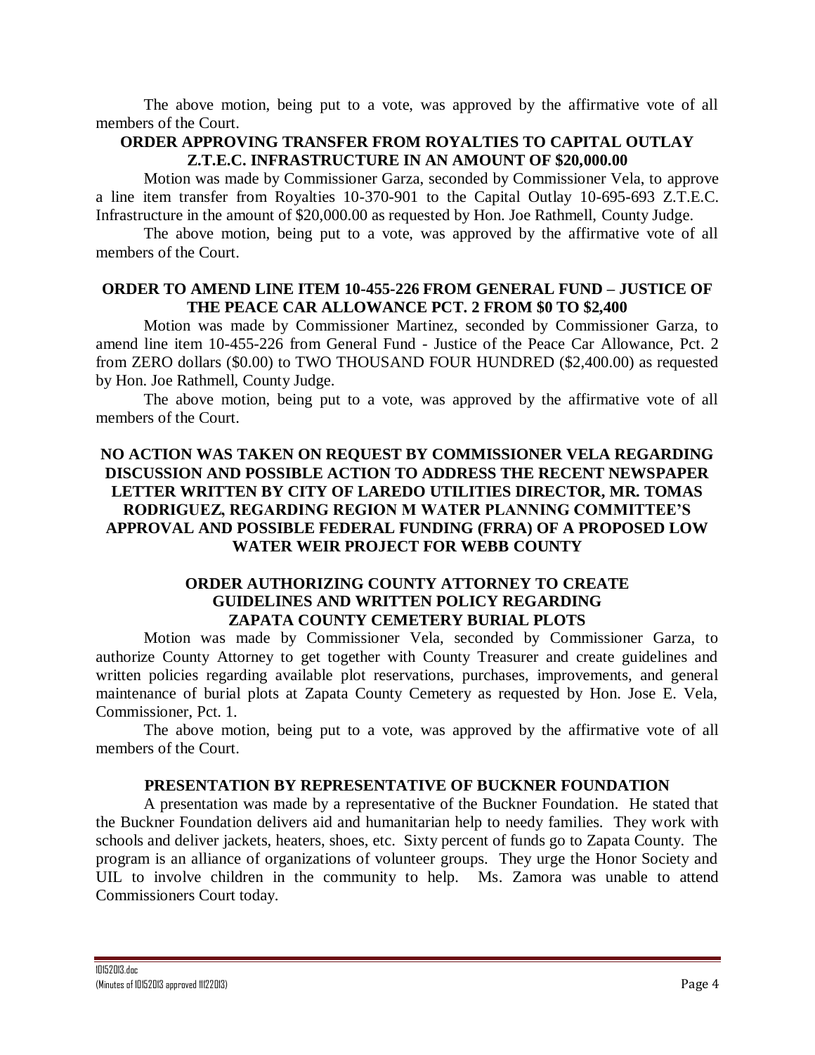The above motion, being put to a vote, was approved by the affirmative vote of all members of the Court.

**ORDER APPROVING TRANSFER FROM ROYALTIES TO CAPITAL OUTLAY Z.T.E.C. INFRASTRUCTURE IN AN AMOUNT OF $20,000.00**

Motion was made by Commissioner Garza, seconded by Commissioner Vela, to approve a line item transfer from Royalties 10-370-901 to the Capital Outlay 10-695-693 Z.T.E.C. Infrastructure in the amount of $20,000.00 as requested by Hon. Joe Rathmell, County Judge.

The above motion, being put to a vote, was approved by the affirmative vote of all members of the Court.

**ORDER TO AMEND LINE ITEM 10-455-226 FROM GENERAL FUND – JUSTICE OF THE PEACE CAR ALLOWANCE PCT. 2 FROM $0 TO $2,400**

Motion was made by Commissioner Martinez, seconded by Commissioner Garza, to amend line item 10-455-226 from General Fund - Justice of the Peace Car Allowance, Pct. 2 from ZERO dollars ($0.00) to TWO THOUSAND FOUR HUNDRED ($2,400.00) as requested by Hon. Joe Rathmell, County Judge.

The above motion, being put to a vote, was approved by the affirmative vote of all members of the Court.

**NO ACTION WAS TAKEN ON REQUEST BY COMMISSIONER VELA REGARDING DISCUSSION AND POSSIBLE ACTION TO ADDRESS THE RECENT NEWSPAPER LETTER WRITTEN BY CITY OF LAREDO UTILITIES DIRECTOR, MR. TOMAS RODRIGUEZ, REGARDING REGION M WATER PLANNING COMMITTEE'S APPROVAL AND POSSIBLE FEDERAL FUNDING (FRRA) OF A PROPOSED LOW WATER WEIR PROJECT FOR WEBB COUNTY**

**ORDER AUTHORIZING COUNTY ATTORNEY TO CREATE GUIDELINES AND WRITTEN POLICY REGARDING ZAPATA COUNTY CEMETERY BURIAL PLOTS**

Motion was made by Commissioner Vela, seconded by Commissioner Garza, to authorize County Attorney to get together with County Treasurer and create guidelines and written policies regarding available plot reservations, purchases, improvements, and general maintenance of burial plots at Zapata County Cemetery as requested by Hon. Jose E. Vela, Commissioner, Pct. 1.

The above motion, being put to a vote, was approved by the affirmative vote of all members of the Court.

**PRESENTATION BY REPRESENTATIVE OF BUCKNER FOUNDATION**

A presentation was made by a representative of the Buckner Foundation. He stated that the Buckner Foundation delivers aid and humanitarian help to needy families. They work with schools and deliver jackets, heaters, shoes, etc. Sixty percent of funds go to Zapata County. The program is an alliance of organizations of volunteer groups. They urge the Honor Society and UIL to involve children in the community to help. Ms. Zamora was unable to attend Commissioners Court today.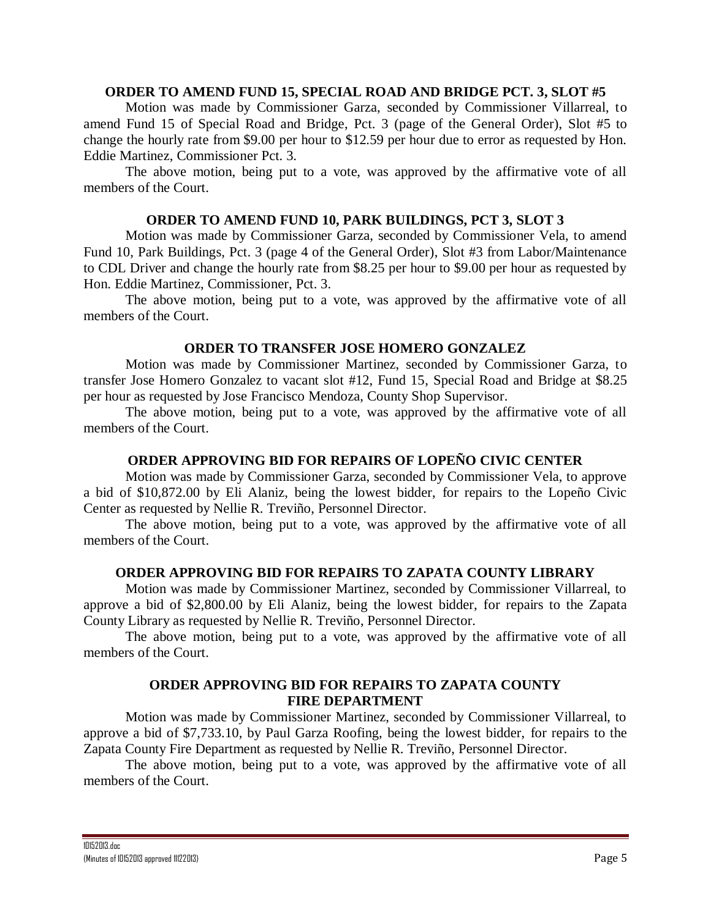### ORDER TO AMEND FUND 15, SPECIAL ROAD AND BRIDGE PCT. 3, SLOT #5

Motion was made by Commissioner Garza, seconded by Commissioner Villarreal, to amend Fund 15 of Special Road and Bridge, Pct. 3 (page of the General Order), Slot #5 to change the hourly rate from $9.00 per hour to $12.59 per hour due to error as requested by Hon. Eddie Martinez, Commissioner Pct. 3.

The above motion, being put to a vote, was approved by the affirmative vote of all members of the Court.

### ORDER TO AMEND FUND 10, PARK BUILDINGS, PCT 3, SLOT 3

Motion was made by Commissioner Garza, seconded by Commissioner Vela, to amend Fund 10, Park Buildings, Pct. 3 (page 4 of the General Order), Slot #3 from Labor/Maintenance to CDL Driver and change the hourly rate from $8.25 per hour to $9.00 per hour as requested by Hon. Eddie Martinez, Commissioner, Pct. 3.

The above motion, being put to a vote, was approved by the affirmative vote of all members of the Court.

### ORDER TO TRANSFER JOSE HOMERO GONZALEZ

Motion was made by Commissioner Martinez, seconded by Commissioner Garza, to transfer Jose Homero Gonzalez to vacant slot #12, Fund 15, Special Road and Bridge at $8.25 per hour as requested by Jose Francisco Mendoza, County Shop Supervisor.

The above motion, being put to a vote, was approved by the affirmative vote of all members of the Court.

### ORDER APPROVING BID FOR REPAIRS OF LOPEÑO CIVIC CENTER

Motion was made by Commissioner Garza, seconded by Commissioner Vela, to approve a bid of $10,872.00 by Eli Alaniz, being the lowest bidder, for repairs to the Lopeño Civic Center as requested by Nellie R. Treviño, Personnel Director.

The above motion, being put to a vote, was approved by the affirmative vote of all members of the Court.

### ORDER APPROVING BID FOR REPAIRS TO ZAPATA COUNTY LIBRARY

Motion was made by Commissioner Martinez, seconded by Commissioner Villarreal, to approve a bid of $2,800.00 by Eli Alaniz, being the lowest bidder, for repairs to the Zapata County Library as requested by Nellie R. Treviño, Personnel Director.

The above motion, being put to a vote, was approved by the affirmative vote of all members of the Court.

### ORDER APPROVING BID FOR REPAIRS TO ZAPATA COUNTY FIRE DEPARTMENT

Motion was made by Commissioner Martinez, seconded by Commissioner Villarreal, to approve a bid of $7,733.10, by Paul Garza Roofing, being the lowest bidder, for repairs to the Zapata County Fire Department as requested by Nellie R. Treviño, Personnel Director.

The above motion, being put to a vote, was approved by the affirmative vote of all members of the Court.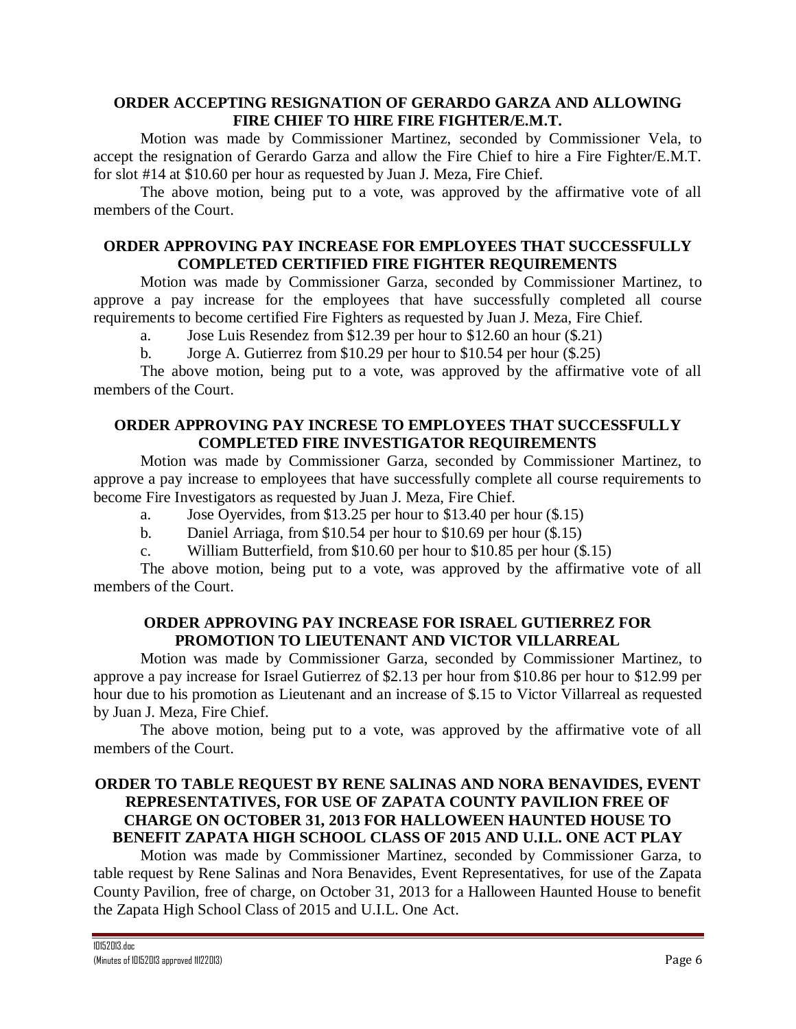**ORDER ACCEPTING RESIGNATION OF GERARDO GARZA AND ALLOWING FIRE CHIEF TO HIRE FIRE FIGHTER/E.M.T.**

Motion was made by Commissioner Martinez, seconded by Commissioner Vela, to accept the resignation of Gerardo Garza and allow the Fire Chief to hire a Fire Fighter/E.M.T. for slot #14 at $10.60 per hour as requested by Juan J. Meza, Fire Chief.

The above motion, being put to a vote, was approved by the affirmative vote of all members of the Court.

**ORDER APPROVING PAY INCREASE FOR EMPLOYEES THAT SUCCESSFULLY COMPLETED CERTIFIED FIRE FIGHTER REQUIREMENTS**

Motion was made by Commissioner Garza, seconded by Commissioner Martinez, to approve a pay increase for the employees that have successfully completed all course requirements to become certified Fire Fighters as requested by Juan J. Meza, Fire Chief.

a. Jose Luis Resendez from $12.39 per hour to $12.60 an hour ($.21)

b. Jorge A. Gutierrez from $10.29 per hour to $10.54 per hour ($.25)

The above motion, being put to a vote, was approved by the affirmative vote of all members of the Court.

**ORDER APPROVING PAY INCRESE TO EMPLOYEES THAT SUCCESSFULLY COMPLETED FIRE INVESTIGATOR REQUIREMENTS**

Motion was made by Commissioner Garza, seconded by Commissioner Martinez, to approve a pay increase to employees that have successfully complete all course requirements to become Fire Investigators as requested by Juan J. Meza, Fire Chief.

a. Jose Oyervides, from $13.25 per hour to $13.40 per hour ($.15)

b. Daniel Arriaga, from $10.54 per hour to $10.69 per hour ($.15)

c. William Butterfield, from $10.60 per hour to $10.85 per hour ($.15)

The above motion, being put to a vote, was approved by the affirmative vote of all members of the Court.

**ORDER APPROVING PAY INCREASE FOR ISRAEL GUTIERREZ FOR PROMOTION TO LIEUTENANT AND VICTOR VILLARREAL**

Motion was made by Commissioner Garza, seconded by Commissioner Martinez, to approve a pay increase for Israel Gutierrez of $2.13 per hour from $10.86 per hour to $12.99 per hour due to his promotion as Lieutenant and an increase of $.15 to Victor Villarreal as requested by Juan J. Meza, Fire Chief.

The above motion, being put to a vote, was approved by the affirmative vote of all members of the Court.

**ORDER TO TABLE REQUEST BY RENE SALINAS AND NORA BENAVIDES, EVENT REPRESENTATIVES, FOR USE OF ZAPATA COUNTY PAVILION FREE OF CHARGE ON OCTOBER 31, 2013 FOR HALLOWEEN HAUNTED HOUSE TO BENEFIT ZAPATA HIGH SCHOOL CLASS OF 2015 AND U.I.L. ONE ACT PLAY**

Motion was made by Commissioner Martinez, seconded by Commissioner Garza, to table request by Rene Salinas and Nora Benavides, Event Representatives, for use of the Zapata County Pavilion, free of charge, on October 31, 2013 for a Halloween Haunted House to benefit the Zapata High School Class of 2015 and U.I.L. One Act.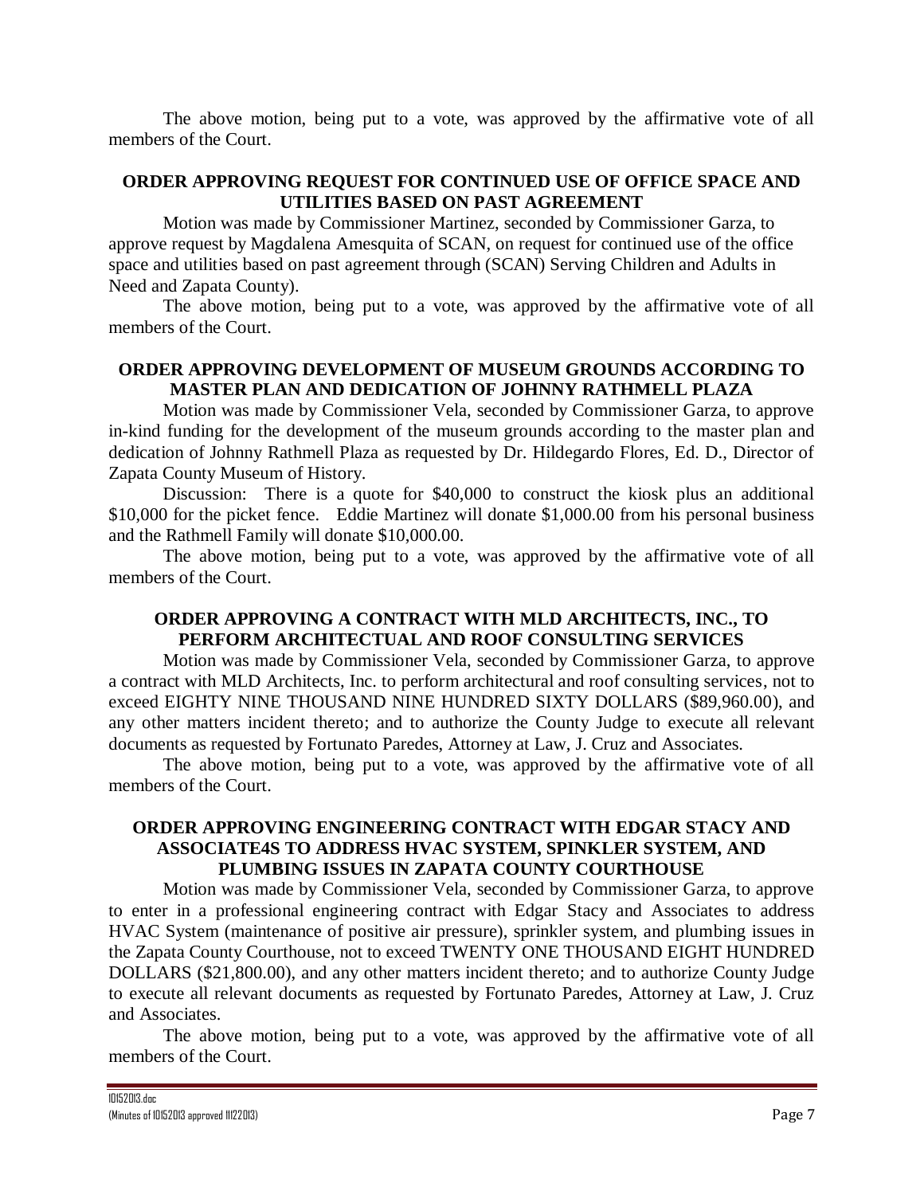The above motion, being put to a vote, was approved by the affirmative vote of all members of the Court.

**ORDER APPROVING REQUEST FOR CONTINUED USE OF OFFICE SPACE AND UTILITIES BASED ON PAST AGREEMENT**

Motion was made by Commissioner Martinez, seconded by Commissioner Garza, to approve request by Magdalena Amesquita of SCAN, on request for continued use of the office space and utilities based on past agreement through (SCAN) Serving Children and Adults in Need and Zapata County).

The above motion, being put to a vote, was approved by the affirmative vote of all members of the Court.

**ORDER APPROVING DEVELOPMENT OF MUSEUM GROUNDS ACCORDING TO MASTER PLAN AND DEDICATION OF JOHNNY RATHMELL PLAZA**

Motion was made by Commissioner Vela, seconded by Commissioner Garza, to approve in-kind funding for the development of the museum grounds according to the master plan and dedication of Johnny Rathmell Plaza as requested by Dr. Hildegardo Flores, Ed. D., Director of Zapata County Museum of History.

Discussion: There is a quote for $40,000 to construct the kiosk plus an additional $10,000 for the picket fence. Eddie Martinez will donate $1,000.00 from his personal business and the Rathmell Family will donate $10,000.00.

The above motion, being put to a vote, was approved by the affirmative vote of all members of the Court.

**ORDER APPROVING A CONTRACT WITH MLD ARCHITECTS, INC., TO PERFORM ARCHITECTUAL AND ROOF CONSULTING SERVICES**

Motion was made by Commissioner Vela, seconded by Commissioner Garza, to approve a contract with MLD Architects, Inc. to perform architectural and roof consulting services, not to exceed EIGHTY NINE THOUSAND NINE HUNDRED SIXTY DOLLARS ($89,960.00), and any other matters incident thereto; and to authorize the County Judge to execute all relevant documents as requested by Fortunato Paredes, Attorney at Law, J. Cruz and Associates.

The above motion, being put to a vote, was approved by the affirmative vote of all members of the Court.

**ORDER APPROVING ENGINEERING CONTRACT WITH EDGAR STACY AND ASSOCIATE4S TO ADDRESS HVAC SYSTEM, SPINKLER SYSTEM, AND PLUMBING ISSUES IN ZAPATA COUNTY COURTHOUSE**

Motion was made by Commissioner Vela, seconded by Commissioner Garza, to approve to enter in a professional engineering contract with Edgar Stacy and Associates to address HVAC System (maintenance of positive air pressure), sprinkler system, and plumbing issues in the Zapata County Courthouse, not to exceed TWENTY ONE THOUSAND EIGHT HUNDRED DOLLARS ($21,800.00), and any other matters incident thereto; and to authorize County Judge to execute all relevant documents as requested by Fortunato Paredes, Attorney at Law, J. Cruz and Associates.

The above motion, being put to a vote, was approved by the affirmative vote of all members of the Court.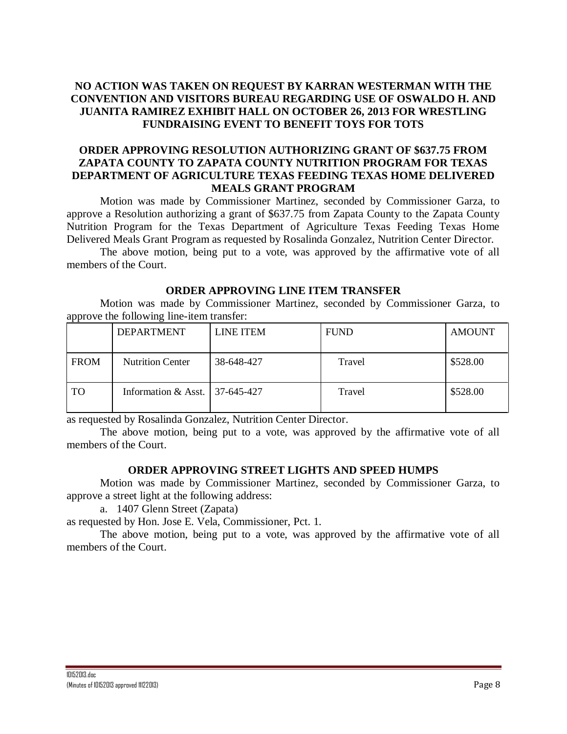**NO ACTION WAS TAKEN ON REQUEST BY KARRAN WESTERMAN WITH THE CONVENTION AND VISITORS BUREAU REGARDING USE OF OSWALDO H. AND JUANITA RAMIREZ EXHIBIT HALL ON OCTOBER 26, 2013 FOR WRESTLING FUNDRAISING EVENT TO BENEFIT TOYS FOR TOTS**

**ORDER APPROVING RESOLUTION AUTHORIZING GRANT OF $637.75 FROM ZAPATA COUNTY TO ZAPATA COUNTY NUTRITION PROGRAM FOR TEXAS DEPARTMENT OF AGRICULTURE TEXAS FEEDING TEXAS HOME DELIVERED MEALS GRANT PROGRAM**

Motion was made by Commissioner Martinez, seconded by Commissioner Garza, to approve a Resolution authorizing a grant of $637.75 from Zapata County to the Zapata County Nutrition Program for the Texas Department of Agriculture Texas Feeding Texas Home Delivered Meals Grant Program as requested by Rosalinda Gonzalez, Nutrition Center Director.

The above motion, being put to a vote, was approved by the affirmative vote of all members of the Court.

**ORDER APPROVING LINE ITEM TRANSFER**

Motion was made by Commissioner Martinez, seconded by Commissioner Garza, to approve the following line-item transfer:

| | DEPARTMENT | LINE ITEM | FUND | AMOUNT |
|---|---|---|---|---|
| FROM | Nutrition Center | 38-648-427 | Travel | $528.00 |
| TO | Information & Asst. | 37-645-427 | Travel | $528.00 |

as requested by Rosalinda Gonzalez, Nutrition Center Director.

The above motion, being put to a vote, was approved by the affirmative vote of all members of the Court.

**ORDER APPROVING STREET LIGHTS AND SPEED HUMPS**

Motion was made by Commissioner Martinez, seconded by Commissioner Garza, to approve a street light at the following address:

a. 1407 Glenn Street (Zapata)

as requested by Hon. Jose E. Vela, Commissioner, Pct. 1.

The above motion, being put to a vote, was approved by the affirmative vote of all members of the Court.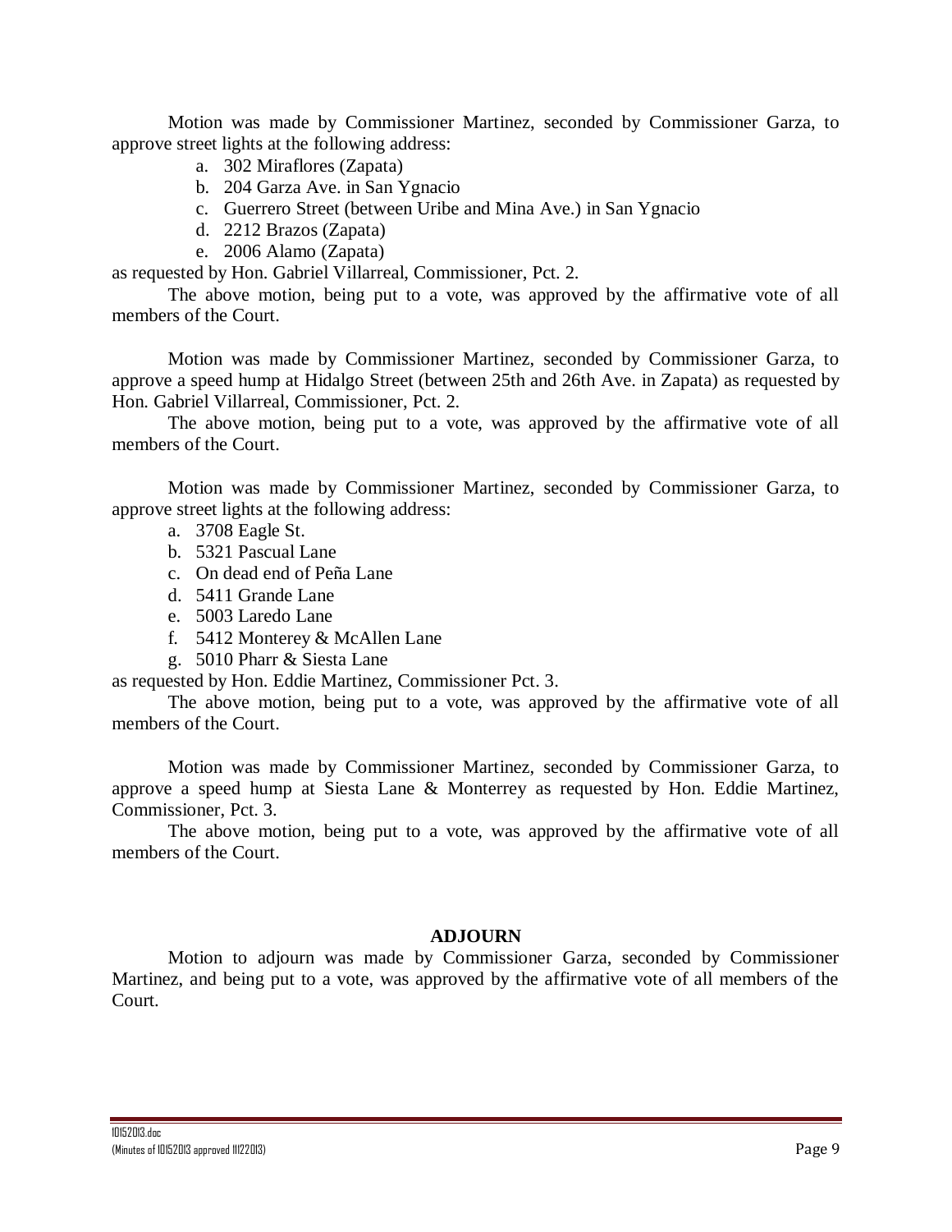Motion was made by Commissioner Martinez, seconded by Commissioner Garza, to approve street lights at the following address:

a. 302 Miraflores (Zapata)
b. 204 Garza Ave. in San Ygnacio
c. Guerrero Street (between Uribe and Mina Ave.) in San Ygnacio
d. 2212 Brazos (Zapata)
e. 2006 Alamo (Zapata)

as requested by Hon. Gabriel Villarreal, Commissioner, Pct. 2.

The above motion, being put to a vote, was approved by the affirmative vote of all members of the Court.

Motion was made by Commissioner Martinez, seconded by Commissioner Garza, to approve a speed hump at Hidalgo Street (between 25th and 26th Ave. in Zapata) as requested by Hon. Gabriel Villarreal, Commissioner, Pct. 2.

The above motion, being put to a vote, was approved by the affirmative vote of all members of the Court.

Motion was made by Commissioner Martinez, seconded by Commissioner Garza, to approve street lights at the following address:

a. 3708 Eagle St.
b. 5321 Pascual Lane
c. On dead end of Peña Lane
d. 5411 Grande Lane
e. 5003 Laredo Lane
f. 5412 Monterey & McAllen Lane
g. 5010 Pharr & Siesta Lane

as requested by Hon. Eddie Martinez, Commissioner Pct. 3.

The above motion, being put to a vote, was approved by the affirmative vote of all members of the Court.

Motion was made by Commissioner Martinez, seconded by Commissioner Garza, to approve a speed hump at Siesta Lane & Monterrey as requested by Hon. Eddie Martinez, Commissioner, Pct. 3.

The above motion, being put to a vote, was approved by the affirmative vote of all members of the Court.

**ADJOURN**

Motion to adjourn was made by Commissioner Garza, seconded by Commissioner Martinez, and being put to a vote, was approved by the affirmative vote of all members of the Court.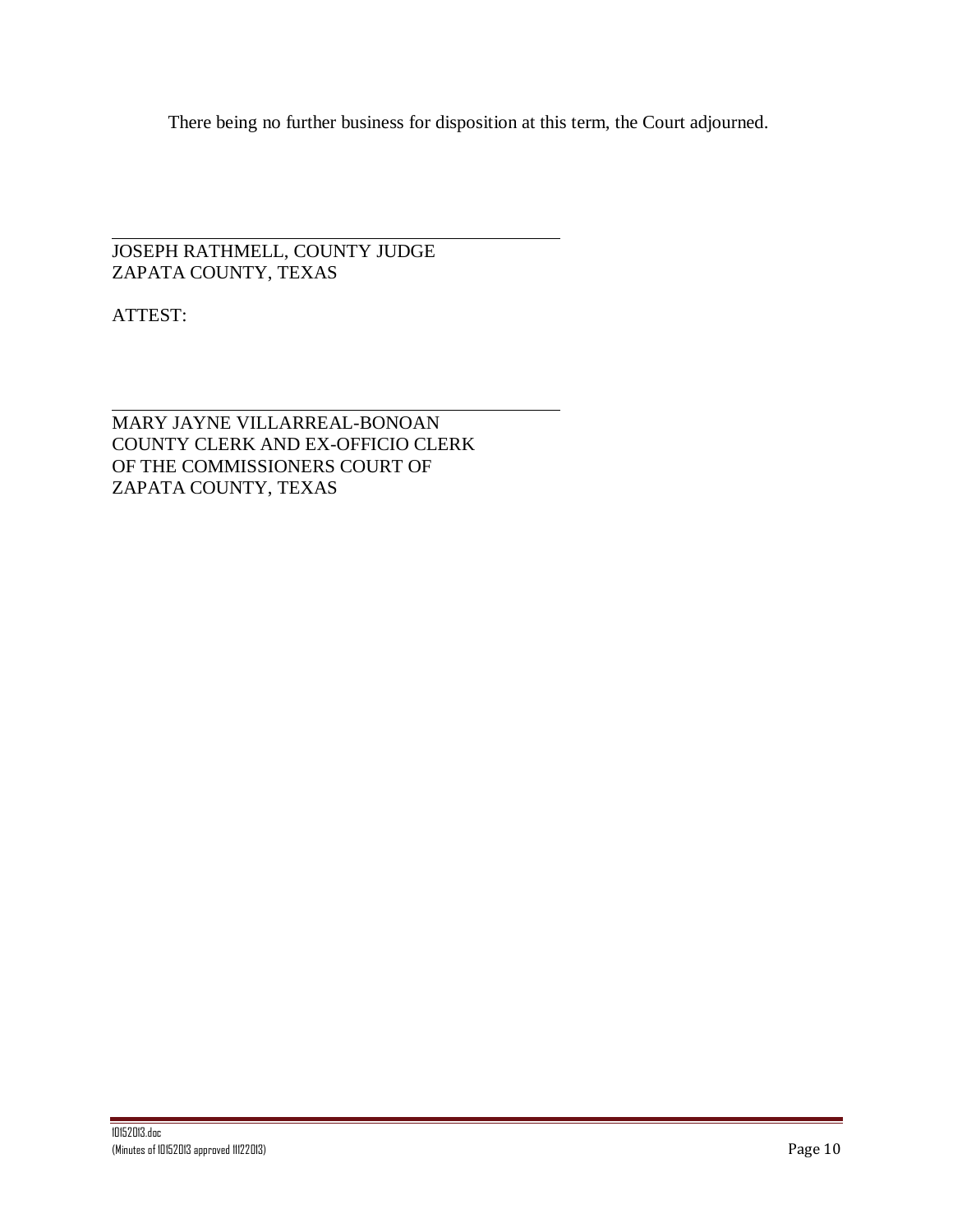There being no further business for disposition at this term, the Court adjourned.

\_\_\_\_\_\_\_\_\_\_\_\_\_\_\_\_\_\_\_\_\_\_\_\_\_\_\_\_\_\_\_\_\_\_\_\_\_\_\_\_\_\_\_\_

JOSEPH RATHMELL, COUNTY JUDGE
ZAPATA COUNTY, TEXAS

ATTEST:

\_\_\_\_\_\_\_\_\_\_\_\_\_\_\_\_\_\_\_\_\_\_\_\_\_\_\_\_\_\_\_\_\_\_\_\_\_\_\_\_\_\_\_\_

MARY JAYNE VILLARREAL-BONOAN
COUNTY CLERK AND EX-OFFICIO CLERK
OF THE COMMISSIONERS COURT OF
ZAPATA COUNTY, TEXAS